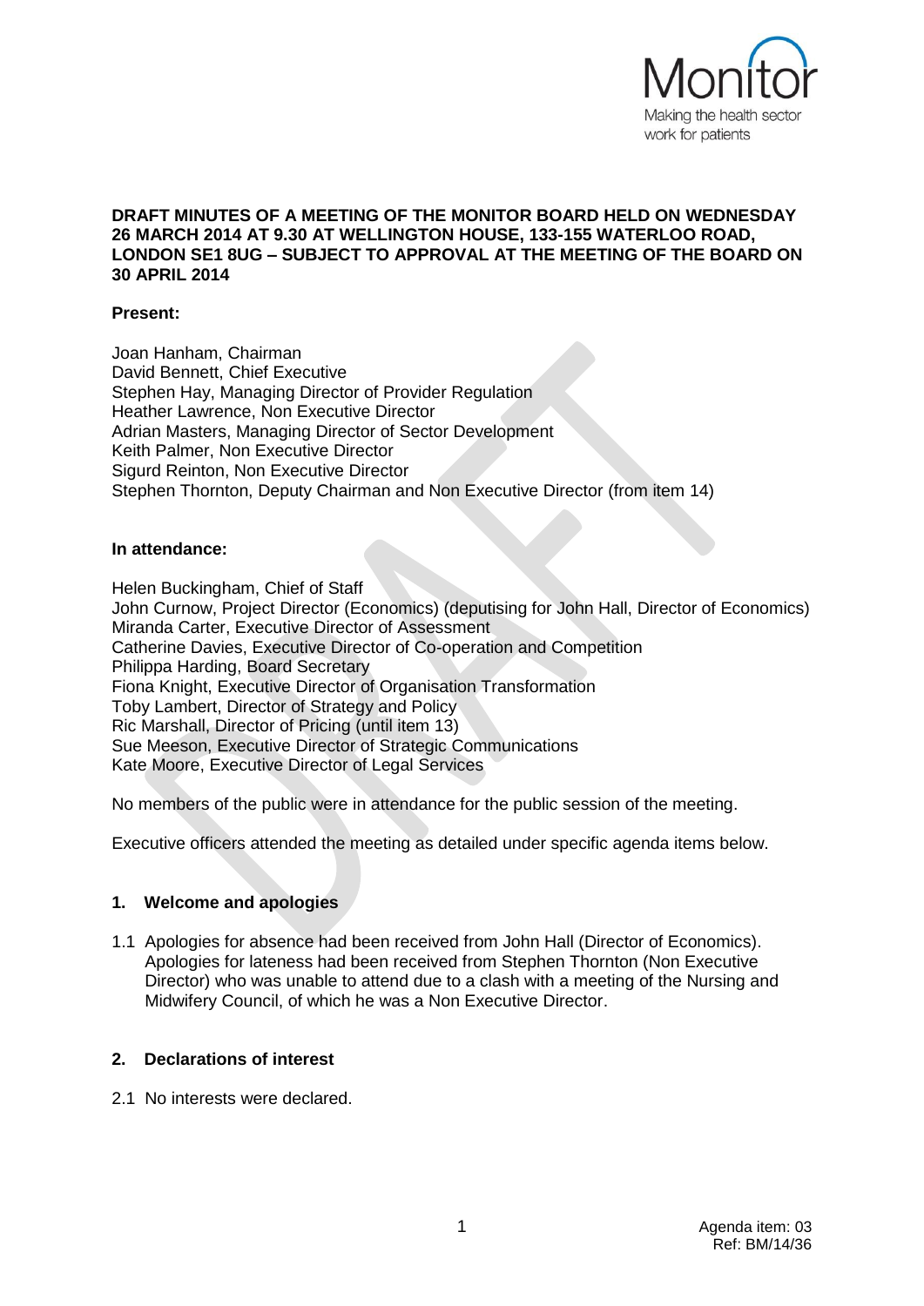**DRAFT MINUTES OF A MEETING OF THE MONITOR BOARD HELD ON WEDNESDAY 26 MARCH 2014 AT 9.30 AT WELLINGTON HOUSE, 133-155 WATERLOO ROAD, LONDON SE1 8UG – SUBJECT TO APPROVAL AT THE MEETING OF THE BOARD ON 30 APRIL 2014**

**Present:**

Joan Hanham, Chairman
David Bennett, Chief Executive
Stephen Hay, Managing Director of Provider Regulation
Heather Lawrence, Non Executive Director
Adrian Masters, Managing Director of Sector Development
Keith Palmer, Non Executive Director
Sigurd Reinton, Non Executive Director
Stephen Thornton, Deputy Chairman and Non Executive Director (from item 14)

**In attendance:**

Helen Buckingham, Chief of Staff
John Curnow, Project Director (Economics) (deputising for John Hall, Director of Economics)
Miranda Carter, Executive Director of Assessment
Catherine Davies, Executive Director of Co-operation and Competition
Philippa Harding, Board Secretary
Fiona Knight, Executive Director of Organisation Transformation
Toby Lambert, Director of Strategy and Policy
Ric Marshall, Director of Pricing (until item 13)
Sue Meeson, Executive Director of Strategic Communications
Kate Moore, Executive Director of Legal Services

No members of the public were in attendance for the public session of the meeting.

Executive officers attended the meeting as detailed under specific agenda items below.

## 1. Welcome and apologies

1.1 Apologies for absence had been received from John Hall (Director of Economics). Apologies for lateness had been received from Stephen Thornton (Non Executive Director) who was unable to attend due to a clash with a meeting of the Nursing and Midwifery Council, of which he was a Non Executive Director.

## 2. Declarations of interest

2.1 No interests were declared.

Agenda item: 03
Ref: BM/14/36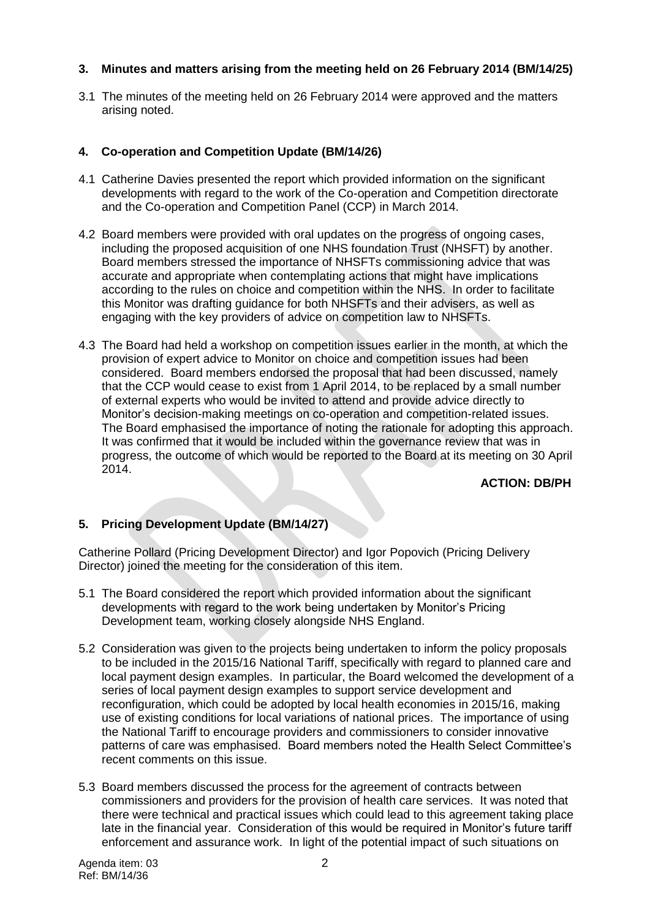## 3. Minutes and matters arising from the meeting held on 26 February 2014 (BM/14/25)

3.1 The minutes of the meeting held on 26 February 2014 were approved and the matters arising noted.

## 4. Co-operation and Competition Update (BM/14/26)

4.1 Catherine Davies presented the report which provided information on the significant developments with regard to the work of the Co-operation and Competition directorate and the Co-operation and Competition Panel (CCP) in March 2014.

4.2 Board members were provided with oral updates on the progress of ongoing cases, including the proposed acquisition of one NHS foundation Trust (NHSFT) by another. Board members stressed the importance of NHSFTs commissioning advice that was accurate and appropriate when contemplating actions that might have implications according to the rules on choice and competition within the NHS. In order to facilitate this Monitor was drafting guidance for both NHSFTs and their advisers, as well as engaging with the key providers of advice on competition law to NHSFTs.

4.3 The Board had held a workshop on competition issues earlier in the month, at which the provision of expert advice to Monitor on choice and competition issues had been considered. Board members endorsed the proposal that had been discussed, namely that the CCP would cease to exist from 1 April 2014, to be replaced by a small number of external experts who would be invited to attend and provide advice directly to Monitor's decision-making meetings on co-operation and competition-related issues. The Board emphasised the importance of noting the rationale for adopting this approach. It was confirmed that it would be included within the governance review that was in progress, the outcome of which would be reported to the Board at its meeting on 30 April 2014.

**ACTION: DB/PH**

## 5. Pricing Development Update (BM/14/27)

Catherine Pollard (Pricing Development Director) and Igor Popovich (Pricing Delivery Director) joined the meeting for the consideration of this item.

5.1 The Board considered the report which provided information about the significant developments with regard to the work being undertaken by Monitor's Pricing Development team, working closely alongside NHS England.

5.2 Consideration was given to the projects being undertaken to inform the policy proposals to be included in the 2015/16 National Tariff, specifically with regard to planned care and local payment design examples. In particular, the Board welcomed the development of a series of local payment design examples to support service development and reconfiguration, which could be adopted by local health economies in 2015/16, making use of existing conditions for local variations of national prices. The importance of using the National Tariff to encourage providers and commissioners to consider innovative patterns of care was emphasised. Board members noted the Health Select Committee's recent comments on this issue.

5.3 Board members discussed the process for the agreement of contracts between commissioners and providers for the provision of health care services. It was noted that there were technical and practical issues which could lead to this agreement taking place late in the financial year. Consideration of this would be required in Monitor's future tariff enforcement and assurance work. In light of the potential impact of such situations on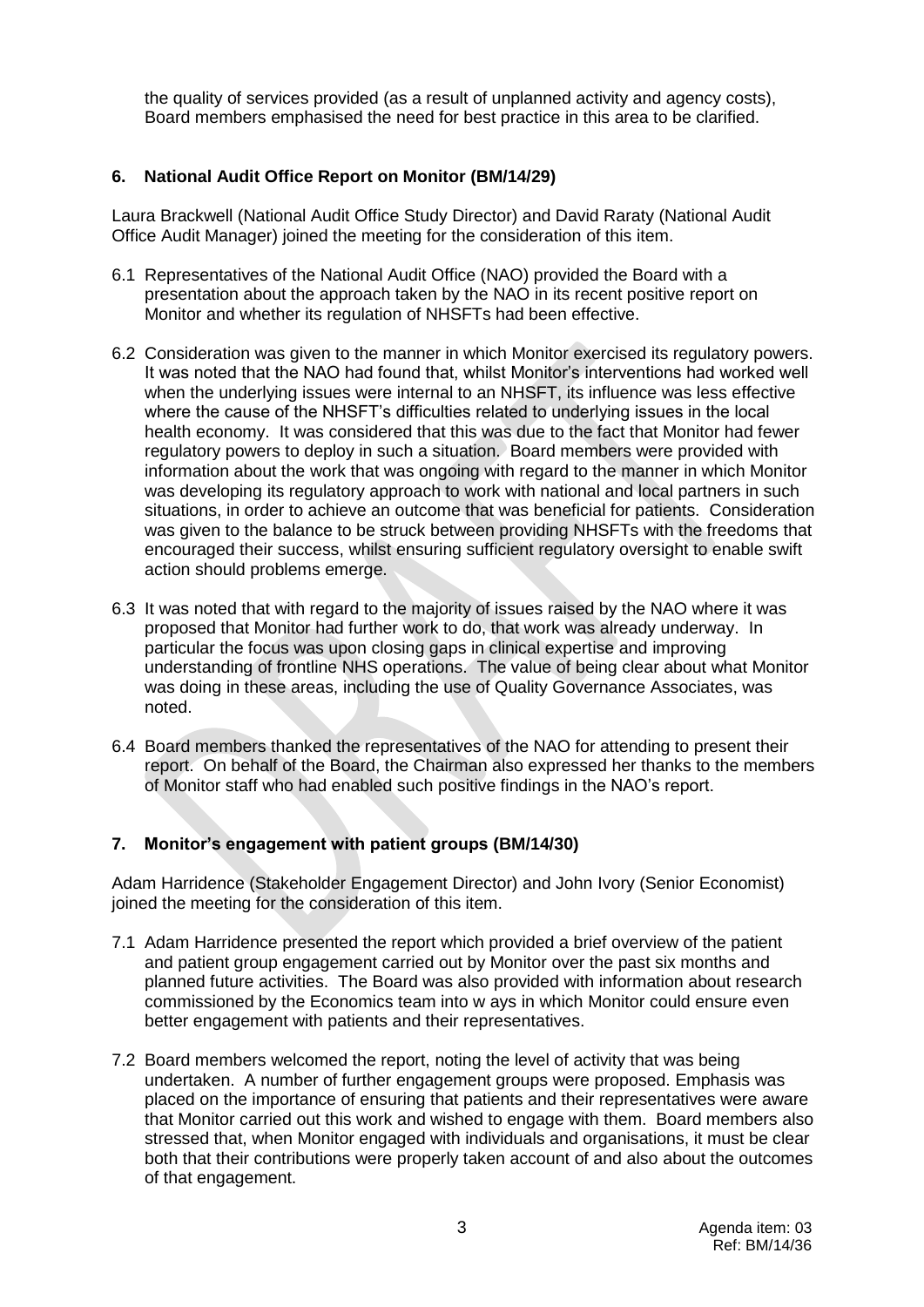the quality of services provided (as a result of unplanned activity and agency costs), Board members emphasised the need for best practice in this area to be clarified.

## 6. National Audit Office Report on Monitor (BM/14/29)

Laura Brackwell (National Audit Office Study Director) and David Raraty (National Audit Office Audit Manager) joined the meeting for the consideration of this item.

6.1 Representatives of the National Audit Office (NAO) provided the Board with a presentation about the approach taken by the NAO in its recent positive report on Monitor and whether its regulation of NHSFTs had been effective.

6.2 Consideration was given to the manner in which Monitor exercised its regulatory powers. It was noted that the NAO had found that, whilst Monitor's interventions had worked well when the underlying issues were internal to an NHSFT, its influence was less effective where the cause of the NHSFT's difficulties related to underlying issues in the local health economy. It was considered that this was due to the fact that Monitor had fewer regulatory powers to deploy in such a situation. Board members were provided with information about the work that was ongoing with regard to the manner in which Monitor was developing its regulatory approach to work with national and local partners in such situations, in order to achieve an outcome that was beneficial for patients. Consideration was given to the balance to be struck between providing NHSFTs with the freedoms that encouraged their success, whilst ensuring sufficient regulatory oversight to enable swift action should problems emerge.

6.3 It was noted that with regard to the majority of issues raised by the NAO where it was proposed that Monitor had further work to do, that work was already underway. In particular the focus was upon closing gaps in clinical expertise and improving understanding of frontline NHS operations. The value of being clear about what Monitor was doing in these areas, including the use of Quality Governance Associates, was noted.

6.4 Board members thanked the representatives of the NAO for attending to present their report. On behalf of the Board, the Chairman also expressed her thanks to the members of Monitor staff who had enabled such positive findings in the NAO's report.

## 7. Monitor's engagement with patient groups (BM/14/30)

Adam Harridence (Stakeholder Engagement Director) and John Ivory (Senior Economist) joined the meeting for the consideration of this item.

7.1 Adam Harridence presented the report which provided a brief overview of the patient and patient group engagement carried out by Monitor over the past six months and planned future activities. The Board was also provided with information about research commissioned by the Economics team into w ays in which Monitor could ensure even better engagement with patients and their representatives.

7.2 Board members welcomed the report, noting the level of activity that was being undertaken. A number of further engagement groups were proposed. Emphasis was placed on the importance of ensuring that patients and their representatives were aware that Monitor carried out this work and wished to engage with them. Board members also stressed that, when Monitor engaged with individuals and organisations, it must be clear both that their contributions were properly taken account of and also about the outcomes of that engagement.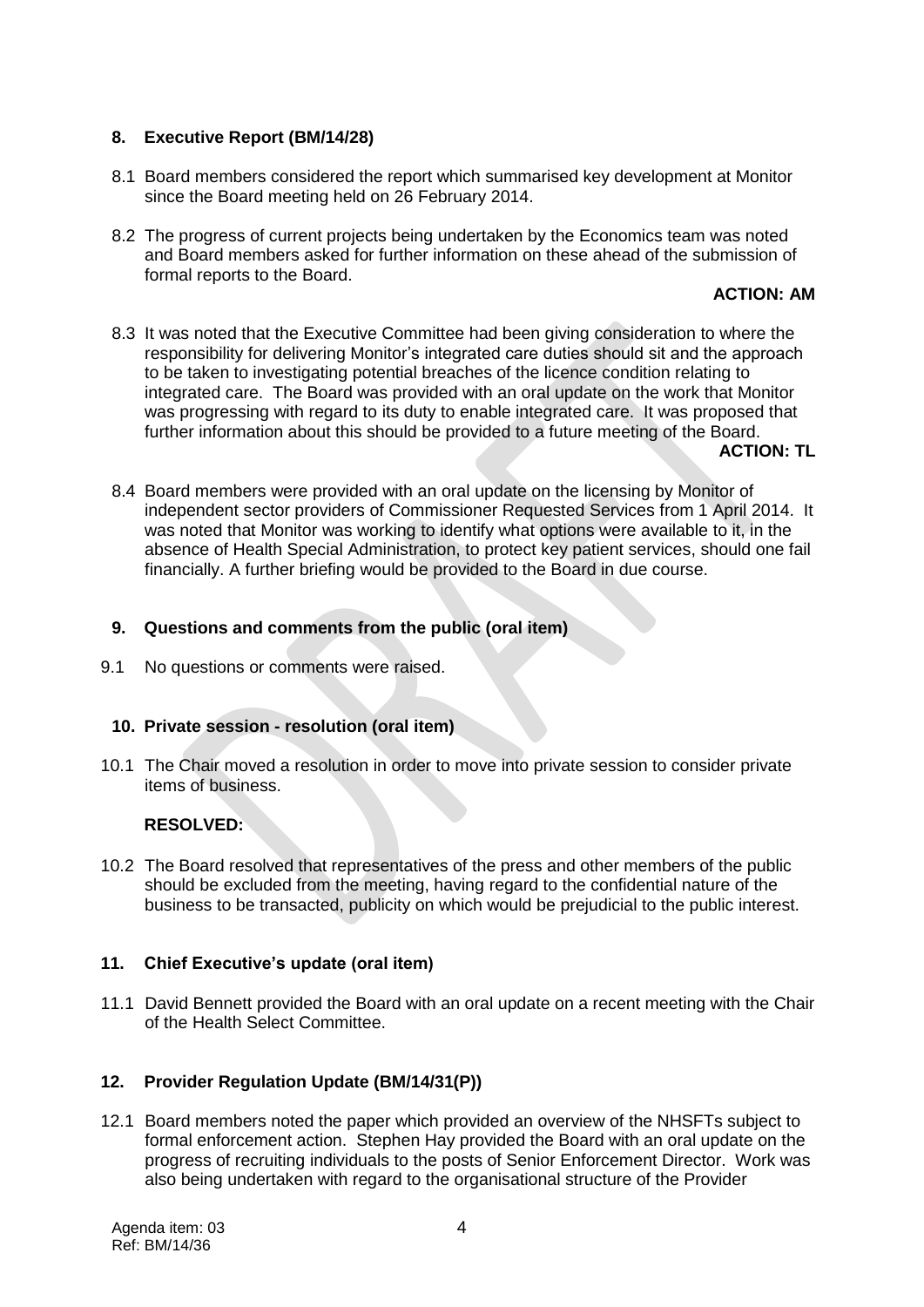## 8. Executive Report (BM/14/28)

8.1 Board members considered the report which summarised key development at Monitor since the Board meeting held on 26 February 2014.

8.2 The progress of current projects being undertaken by the Economics team was noted and Board members asked for further information on these ahead of the submission of formal reports to the Board.

**ACTION: AM**

8.3 It was noted that the Executive Committee had been giving consideration to where the responsibility for delivering Monitor's integrated care duties should sit and the approach to be taken to investigating potential breaches of the licence condition relating to integrated care. The Board was provided with an oral update on the work that Monitor was progressing with regard to its duty to enable integrated care. It was proposed that further information about this should be provided to a future meeting of the Board.

**ACTION: TL**

8.4 Board members were provided with an oral update on the licensing by Monitor of independent sector providers of Commissioner Requested Services from 1 April 2014. It was noted that Monitor was working to identify what options were available to it, in the absence of Health Special Administration, to protect key patient services, should one fail financially. A further briefing would be provided to the Board in due course.

## 9. Questions and comments from the public (oral item)

9.1 No questions or comments were raised.

## 10. Private session - resolution (oral item)

10.1 The Chair moved a resolution in order to move into private session to consider private items of business.

**RESOLVED:**

10.2 The Board resolved that representatives of the press and other members of the public should be excluded from the meeting, having regard to the confidential nature of the business to be transacted, publicity on which would be prejudicial to the public interest.

## 11. Chief Executive's update (oral item)

11.1 David Bennett provided the Board with an oral update on a recent meeting with the Chair of the Health Select Committee.

## 12. Provider Regulation Update (BM/14/31(P))

12.1 Board members noted the paper which provided an overview of the NHSFTs subject to formal enforcement action. Stephen Hay provided the Board with an oral update on the progress of recruiting individuals to the posts of Senior Enforcement Director. Work was also being undertaken with regard to the organisational structure of the Provider

Agenda item: 03
Ref: BM/14/36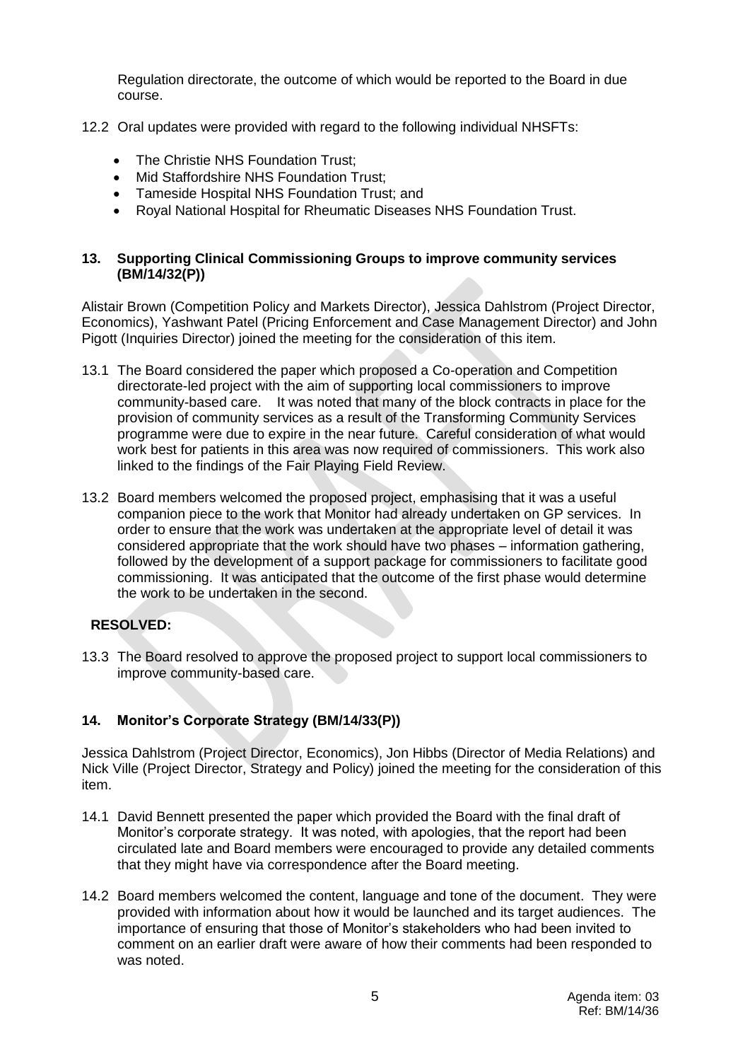Regulation directorate, the outcome of which would be reported to the Board in due course.

12.2 Oral updates were provided with regard to the following individual NHSFTs:

- The Christie NHS Foundation Trust;
- Mid Staffordshire NHS Foundation Trust;
- Tameside Hospital NHS Foundation Trust; and
- Royal National Hospital for Rheumatic Diseases NHS Foundation Trust.

### 13. Supporting Clinical Commissioning Groups to improve community services (BM/14/32(P))

Alistair Brown (Competition Policy and Markets Director), Jessica Dahlstrom (Project Director, Economics), Yashwant Patel (Pricing Enforcement and Case Management Director) and John Pigott (Inquiries Director) joined the meeting for the consideration of this item.

13.1 The Board considered the paper which proposed a Co-operation and Competition directorate-led project with the aim of supporting local commissioners to improve community-based care. It was noted that many of the block contracts in place for the provision of community services as a result of the Transforming Community Services programme were due to expire in the near future. Careful consideration of what would work best for patients in this area was now required of commissioners. This work also linked to the findings of the Fair Playing Field Review.

13.2 Board members welcomed the proposed project, emphasising that it was a useful companion piece to the work that Monitor had already undertaken on GP services. In order to ensure that the work was undertaken at the appropriate level of detail it was considered appropriate that the work should have two phases – information gathering, followed by the development of a support package for commissioners to facilitate good commissioning. It was anticipated that the outcome of the first phase would determine the work to be undertaken in the second.

**RESOLVED:**

13.3 The Board resolved to approve the proposed project to support local commissioners to improve community-based care.

### 14. Monitor's Corporate Strategy (BM/14/33(P))

Jessica Dahlstrom (Project Director, Economics), Jon Hibbs (Director of Media Relations) and Nick Ville (Project Director, Strategy and Policy) joined the meeting for the consideration of this item.

14.1 David Bennett presented the paper which provided the Board with the final draft of Monitor's corporate strategy. It was noted, with apologies, that the report had been circulated late and Board members were encouraged to provide any detailed comments that they might have via correspondence after the Board meeting.

14.2 Board members welcomed the content, language and tone of the document. They were provided with information about how it would be launched and its target audiences. The importance of ensuring that those of Monitor's stakeholders who had been invited to comment on an earlier draft were aware of how their comments had been responded to was noted.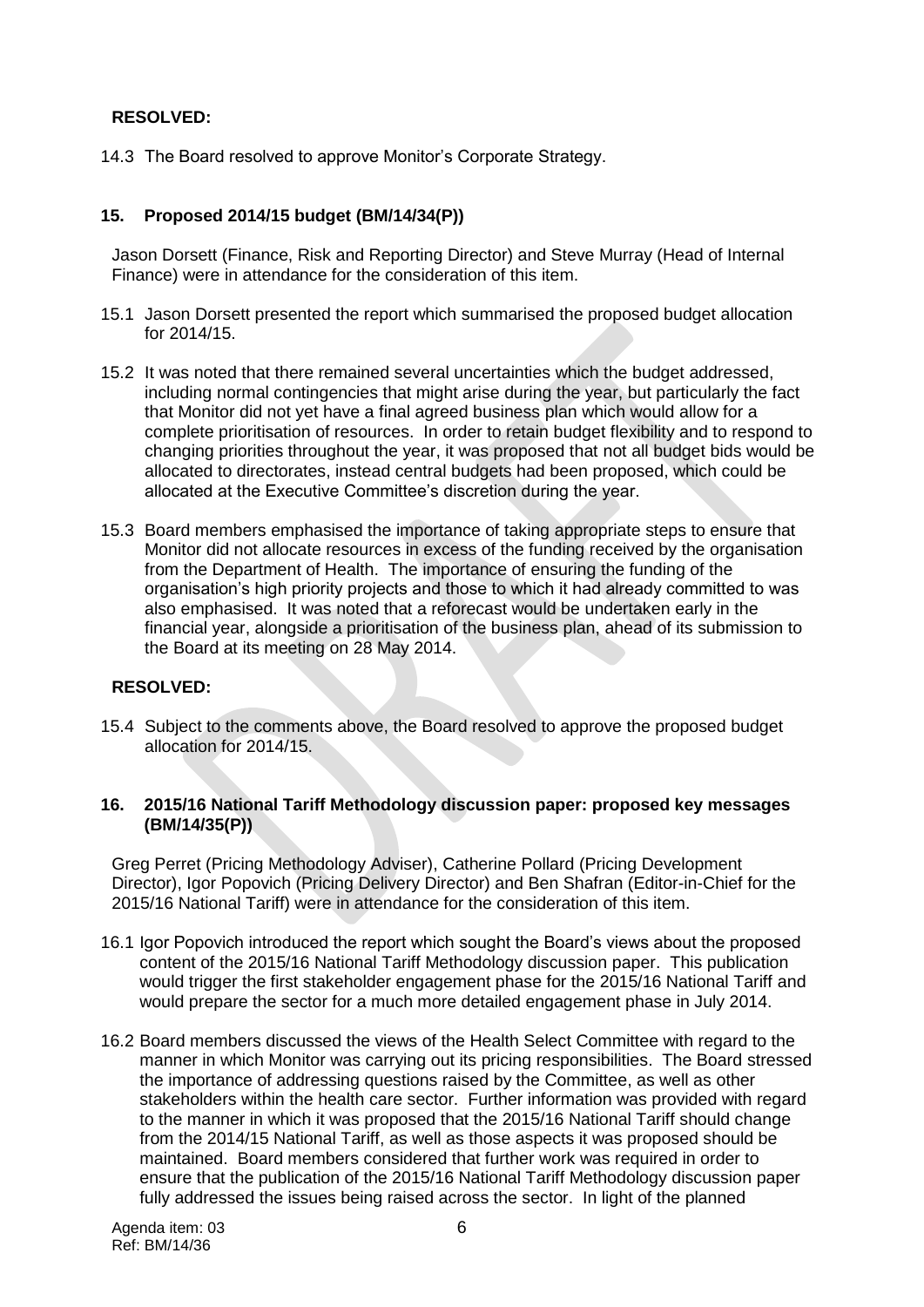**RESOLVED:**

14.3 The Board resolved to approve Monitor's Corporate Strategy.

## 15. Proposed 2014/15 budget (BM/14/34(P))

Jason Dorsett (Finance, Risk and Reporting Director) and Steve Murray (Head of Internal Finance) were in attendance for the consideration of this item.

15.1 Jason Dorsett presented the report which summarised the proposed budget allocation for 2014/15.

15.2 It was noted that there remained several uncertainties which the budget addressed, including normal contingencies that might arise during the year, but particularly the fact that Monitor did not yet have a final agreed business plan which would allow for a complete prioritisation of resources. In order to retain budget flexibility and to respond to changing priorities throughout the year, it was proposed that not all budget bids would be allocated to directorates, instead central budgets had been proposed, which could be allocated at the Executive Committee's discretion during the year.

15.3 Board members emphasised the importance of taking appropriate steps to ensure that Monitor did not allocate resources in excess of the funding received by the organisation from the Department of Health. The importance of ensuring the funding of the organisation's high priority projects and those to which it had already committed to was also emphasised. It was noted that a reforecast would be undertaken early in the financial year, alongside a prioritisation of the business plan, ahead of its submission to the Board at its meeting on 28 May 2014.

**RESOLVED:**

15.4 Subject to the comments above, the Board resolved to approve the proposed budget allocation for 2014/15.

## 16. 2015/16 National Tariff Methodology discussion paper: proposed key messages (BM/14/35(P))

Greg Perret (Pricing Methodology Adviser), Catherine Pollard (Pricing Development Director), Igor Popovich (Pricing Delivery Director) and Ben Shafran (Editor-in-Chief for the 2015/16 National Tariff) were in attendance for the consideration of this item.

16.1 Igor Popovich introduced the report which sought the Board's views about the proposed content of the 2015/16 National Tariff Methodology discussion paper. This publication would trigger the first stakeholder engagement phase for the 2015/16 National Tariff and would prepare the sector for a much more detailed engagement phase in July 2014.

16.2 Board members discussed the views of the Health Select Committee with regard to the manner in which Monitor was carrying out its pricing responsibilities. The Board stressed the importance of addressing questions raised by the Committee, as well as other stakeholders within the health care sector. Further information was provided with regard to the manner in which it was proposed that the 2015/16 National Tariff should change from the 2014/15 National Tariff, as well as those aspects it was proposed should be maintained. Board members considered that further work was required in order to ensure that the publication of the 2015/16 National Tariff Methodology discussion paper fully addressed the issues being raised across the sector. In light of the planned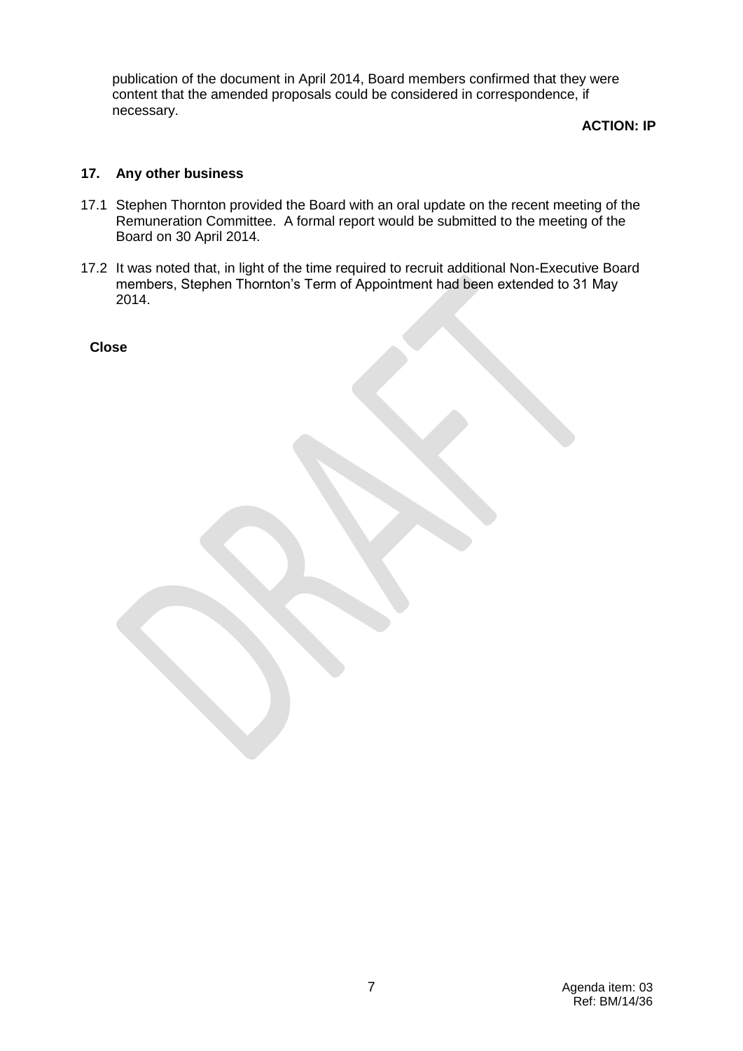publication of the document in April 2014, Board members confirmed that they were content that the amended proposals could be considered in correspondence, if necessary.

**ACTION: IP**

## 17. Any other business

17.1 Stephen Thornton provided the Board with an oral update on the recent meeting of the Remuneration Committee. A formal report would be submitted to the meeting of the Board on 30 April 2014.

17.2 It was noted that, in light of the time required to recruit additional Non-Executive Board members, Stephen Thornton's Term of Appointment had been extended to 31 May 2014.

**Close**

Agenda item: 03
Ref: BM/14/36